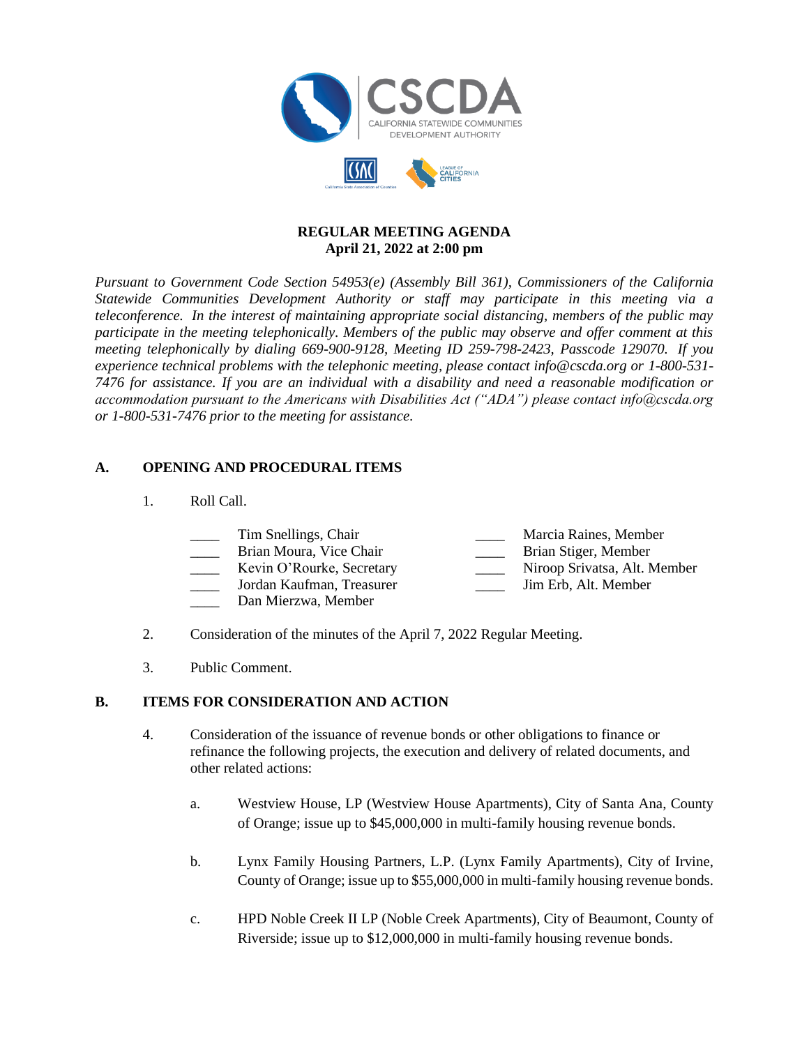CSCDA

CALIFORNIA STATEWIDE COMMUNITIES DEVELOPMENT AUTHORITY

**REGULAR MEETING AGENDA**
**April 21, 2022 at 2:00 pm**

*Pursuant to Government Code Section 54953(e) (Assembly Bill 361), Commissioners of the California Statewide Communities Development Authority or staff may participate in this meeting via a teleconference. In the interest of maintaining appropriate social distancing, members of the public may participate in the meeting telephonically. Members of the public may observe and offer comment at this meeting telephonically by dialing 669-900-9128, Meeting ID 259-798-2423, Passcode 129070. If you experience technical problems with the telephonic meeting, please contact info@cscda.org or 1-800-531-7476 for assistance. If you are an individual with a disability and need a reasonable modification or accommodation pursuant to the Americans with Disabilities Act ("ADA") please contact info@cscda.org or 1-800-531-7476 prior to the meeting for assistance.*

## A. OPENING AND PROCEDURAL ITEMS

1. Roll Call.

   ____ Tim Snellings, Chair
   ____ Brian Moura, Vice Chair
   ____ Kevin O'Rourke, Secretary
   ____ Jordan Kaufman, Treasurer
   ____ Dan Mierzwa, Member
   ____ Marcia Raines, Member
   ____ Brian Stiger, Member
   ____ Niroop Srivatsa, Alt. Member
   ____ Jim Erb, Alt. Member

2. Consideration of the minutes of the April 7, 2022 Regular Meeting.

3. Public Comment.

## B. ITEMS FOR CONSIDERATION AND ACTION

4. Consideration of the issuance of revenue bonds or other obligations to finance or refinance the following projects, the execution and delivery of related documents, and other related actions:

   a. Westview House, LP (Westview House Apartments), City of Santa Ana, County of Orange; issue up to $45,000,000 in multi-family housing revenue bonds.

   b. Lynx Family Housing Partners, L.P. (Lynx Family Apartments), City of Irvine, County of Orange; issue up to $55,000,000 in multi-family housing revenue bonds.

   c. HPD Noble Creek II LP (Noble Creek Apartments), City of Beaumont, County of Riverside; issue up to $12,000,000 in multi-family housing revenue bonds.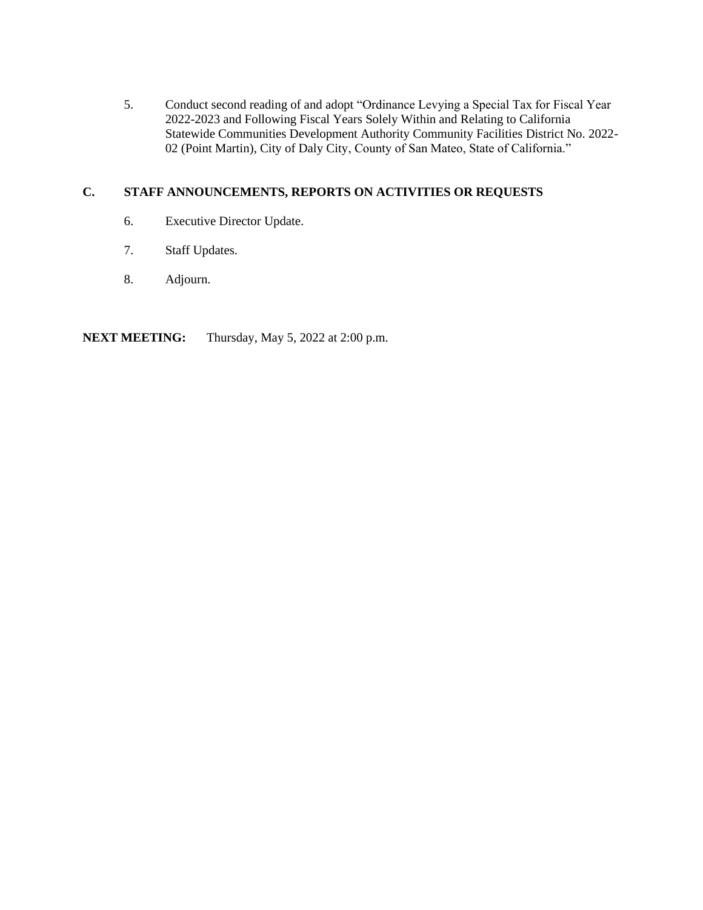5. Conduct second reading of and adopt "Ordinance Levying a Special Tax for Fiscal Year 2022-2023 and Following Fiscal Years Solely Within and Relating to California Statewide Communities Development Authority Community Facilities District No. 2022-02 (Point Martin), City of Daly City, County of San Mateo, State of California."

## C. STAFF ANNOUNCEMENTS, REPORTS ON ACTIVITIES OR REQUESTS

6. Executive Director Update.

7. Staff Updates.

8. Adjourn.

**NEXT MEETING:** Thursday, May 5, 2022 at 2:00 p.m.